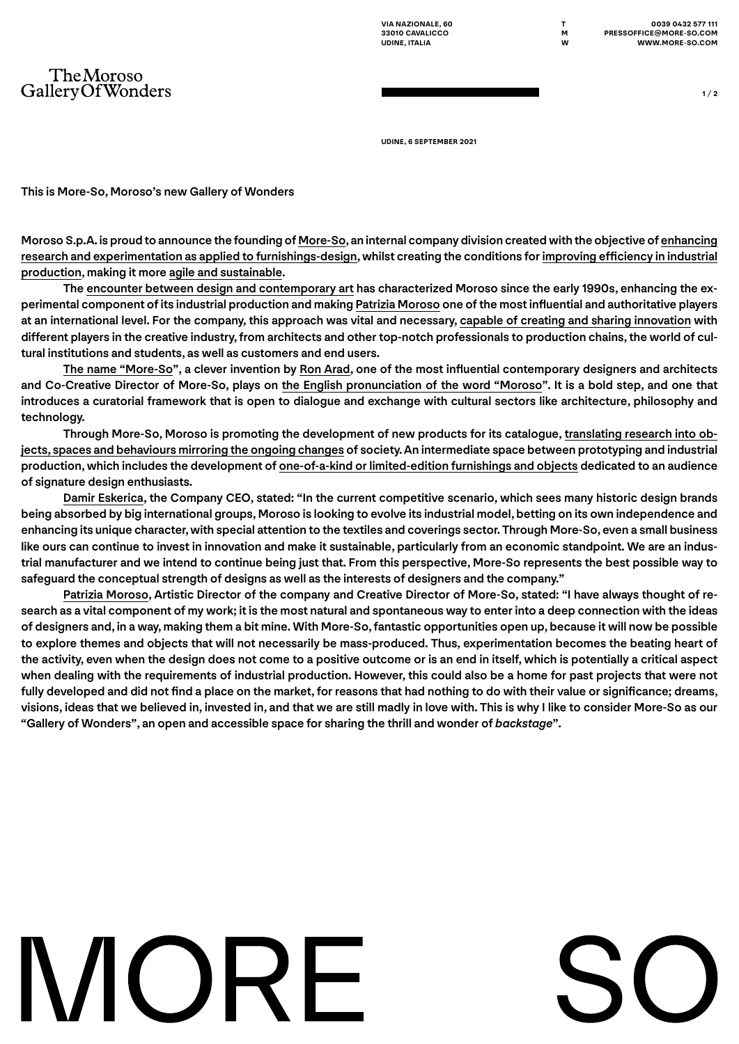VIA NAZIONALE, 60
33010 CAVALICCO
UDINE, ITALIA

T 0039 0432 577 111
M PRESSOFFICE@MORE-SO.COM
W WWW.MORE-SO.COM

The Moroso Gallery Of Wonders

UDINE, 6 SEPTEMBER 2021

## This is More-So, Moroso's new Gallery of Wonders

**Moroso S.p.A. is proud to announce the founding of More-So, an internal company division created with the objective of enhancing research and experimentation as applied to furnishings-design, whilst creating the conditions for improving efficiency in industrial production, making it more agile and sustainable.**

The encounter between design and contemporary art has characterized Moroso since the early 1990s, enhancing the experimental component of its industrial production and making Patrizia Moroso one of the most influential and authoritative players at an international level. For the company, this approach was vital and necessary, capable of creating and sharing innovation with different players in the creative industry, from architects and other top-notch professionals to production chains, the world of cultural institutions and students, as well as customers and end users.

The name "More-So", a clever invention by Ron Arad, one of the most influential contemporary designers and architects and Co-Creative Director of More-So, plays on the English pronunciation of the word "Moroso". It is a bold step, and one that introduces a curatorial framework that is open to dialogue and exchange with cultural sectors like architecture, philosophy and technology.

Through More-So, Moroso is promoting the development of new products for its catalogue, translating research into objects, spaces and behaviours mirroring the ongoing changes of society. An intermediate space between prototyping and industrial production, which includes the development of one-of-a-kind or limited-edition furnishings and objects dedicated to an audience of signature design enthusiasts.

Damir Eskerica, the Company CEO, stated: "In the current competitive scenario, which sees many historic design brands being absorbed by big international groups, Moroso is looking to evolve its industrial model, betting on its own independence and enhancing its unique character, with special attention to the textiles and coverings sector. Through More-So, even a small business like ours can continue to invest in innovation and make it sustainable, particularly from an economic standpoint. We are an industrial manufacturer and we intend to continue being just that. From this perspective, More-So represents the best possible way to safeguard the conceptual strength of designs as well as the interests of designers and the company."

Patrizia Moroso, Artistic Director of the company and Creative Director of More-So, stated: "I have always thought of research as a vital component of my work; it is the most natural and spontaneous way to enter into a deep connection with the ideas of designers and, in a way, making them a bit mine. With More-So, fantastic opportunities open up, because it will now be possible to explore themes and objects that will not necessarily be mass-produced. Thus, experimentation becomes the beating heart of the activity, even when the design does not come to a positive outcome or is an end in itself, which is potentially a critical aspect when dealing with the requirements of industrial production. However, this could also be a home for past projects that were not fully developed and did not find a place on the market, for reasons that had nothing to do with their value or significance; dreams, visions, ideas that we believed in, invested in, and that we are still madly in love with. This is why I like to consider More-So as our "Gallery of Wonders", an open and accessible space for sharing the thrill and wonder of *backstage*".

MORE SO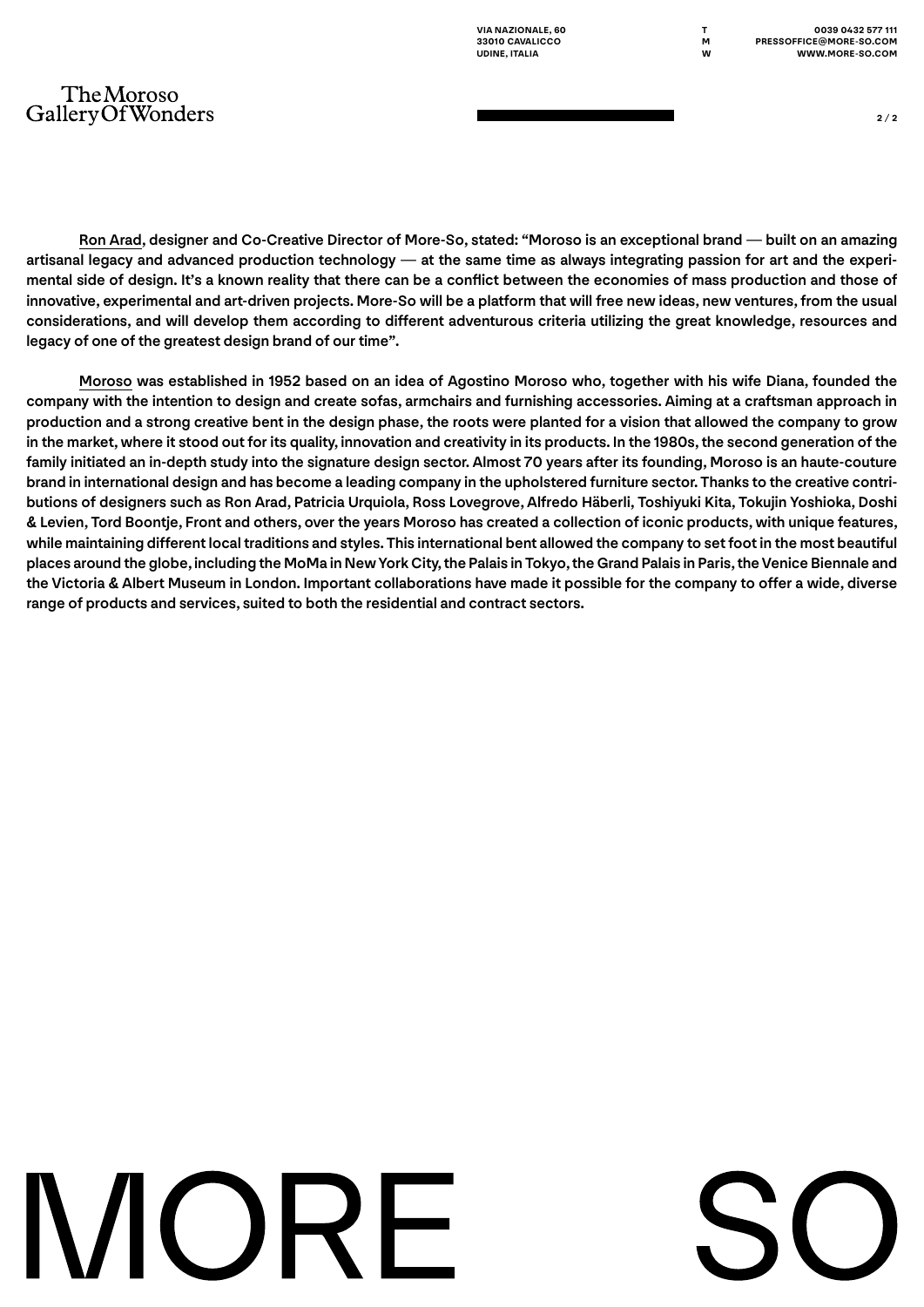Ron Arad, designer and Co-Creative Director of More-So, stated: "Moroso is an exceptional brand — built on an amazing artisanal legacy and advanced production technology — at the same time as always integrating passion for art and the experimental side of design. It's a known reality that there can be a conflict between the economies of mass production and those of innovative, experimental and art-driven projects. More-So will be a platform that will free new ideas, new ventures, from the usual considerations, and will develop them according to different adventurous criteria utilizing the great knowledge, resources and legacy of one of the greatest design brand of our time".

Moroso was established in 1952 based on an idea of Agostino Moroso who, together with his wife Diana, founded the company with the intention to design and create sofas, armchairs and furnishing accessories. Aiming at a craftsman approach in production and a strong creative bent in the design phase, the roots were planted for a vision that allowed the company to grow in the market, where it stood out for its quality, innovation and creativity in its products. In the 1980s, the second generation of the family initiated an in-depth study into the signature design sector. Almost 70 years after its founding, Moroso is an haute-couture brand in international design and has become a leading company in the upholstered furniture sector. Thanks to the creative contributions of designers such as Ron Arad, Patricia Urquiola, Ross Lovegrove, Alfredo Häberli, Toshiyuki Kita, Tokujin Yoshioka, Doshi & Levien, Tord Boontje, Front and others, over the years Moroso has created a collection of iconic products, with unique features, while maintaining different local traditions and styles. This international bent allowed the company to set foot in the most beautiful places around the globe, including the MoMa in New York City, the Palais in Tokyo, the Grand Palais in Paris, the Venice Biennale and the Victoria & Albert Museum in London. Important collaborations have made it possible for the company to offer a wide, diverse range of products and services, suited to both the residential and contract sectors.